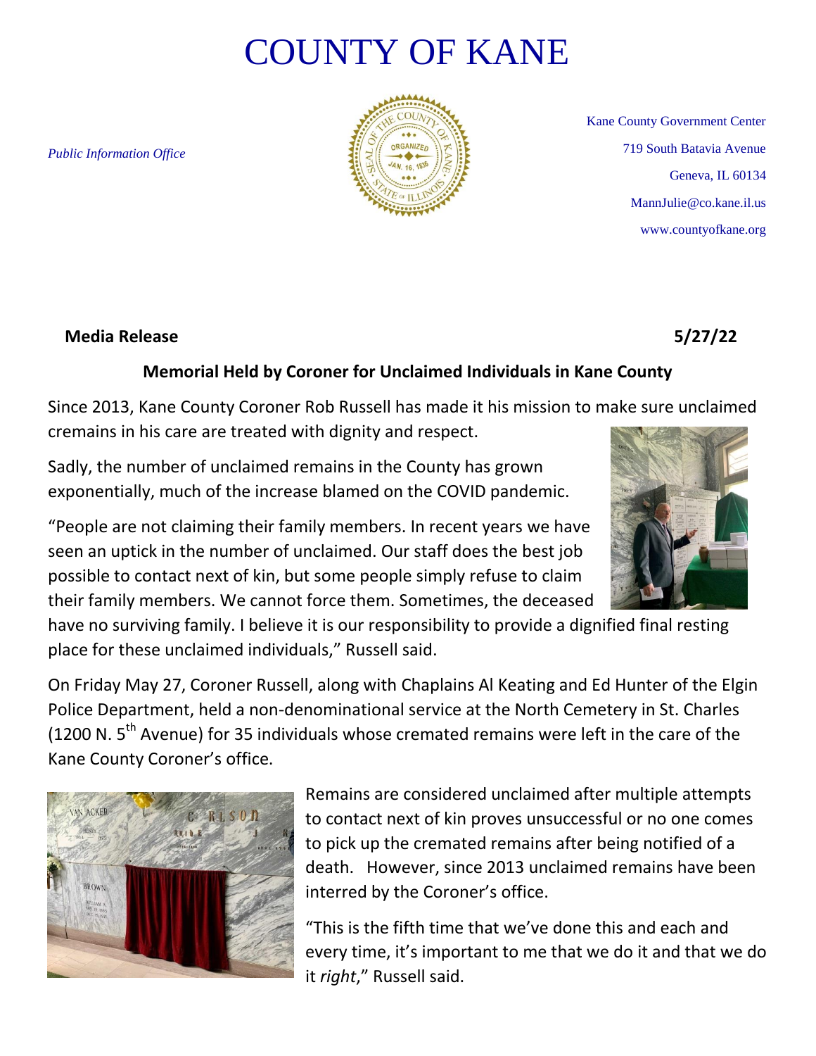# COUNTY OF KANE

*Public Information Office*

Kane County Government Center
719 South Batavia Avenue
Geneva, IL 60134
MannJulie@co.kane.il.us
www.countyofkane.org

**Media Release** **5/27/22**

**Memorial Held by Coroner for Unclaimed Individuals in Kane County**

Since 2013, Kane County Coroner Rob Russell has made it his mission to make sure unclaimed cremains in his care are treated with dignity and respect.

Sadly, the number of unclaimed remains in the County has grown exponentially, much of the increase blamed on the COVID pandemic.

"People are not claiming their family members. In recent years we have seen an uptick in the number of unclaimed. Our staff does the best job possible to contact next of kin, but some people simply refuse to claim their family members. We cannot force them. Sometimes, the deceased have no surviving family. I believe it is our responsibility to provide a dignified final resting place for these unclaimed individuals," Russell said.

On Friday May 27, Coroner Russell, along with Chaplains Al Keating and Ed Hunter of the Elgin Police Department, held a non-denominational service at the North Cemetery in St. Charles (1200 N. 5th Avenue) for 35 individuals whose cremated remains were left in the care of the Kane County Coroner's office.

Remains are considered unclaimed after multiple attempts to contact next of kin proves unsuccessful or no one comes to pick up the cremated remains after being notified of a death. However, since 2013 unclaimed remains have been interred by the Coroner's office.

"This is the fifth time that we've done this and each and every time, it's important to me that we do it and that we do it *right*," Russell said.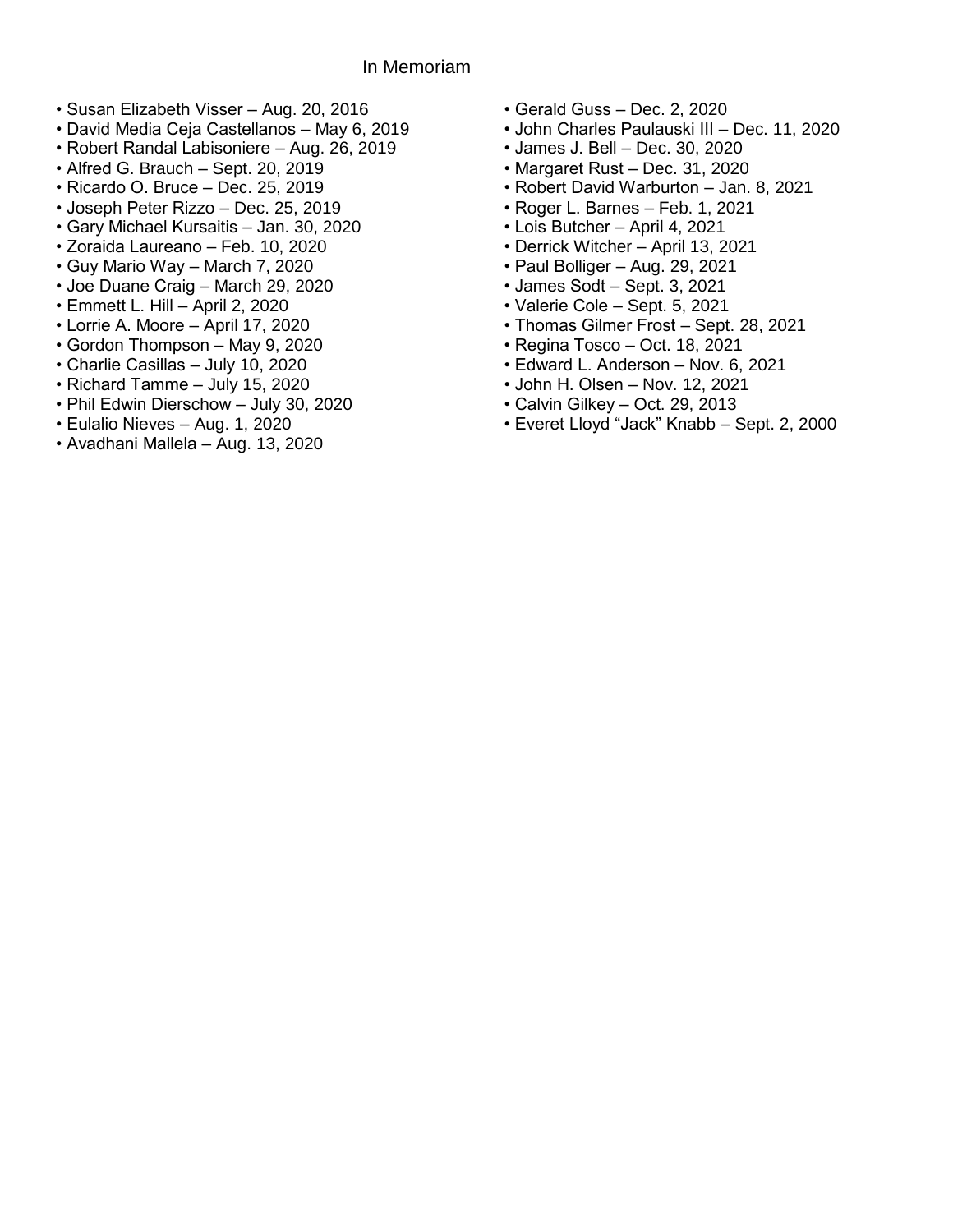# In Memoriam

- Susan Elizabeth Visser – Aug. 20, 2016
- David Media Ceja Castellanos – May 6, 2019
- Robert Randal Labisoniere – Aug. 26, 2019
- Alfred G. Brauch – Sept. 20, 2019
- Ricardo O. Bruce – Dec. 25, 2019
- Joseph Peter Rizzo – Dec. 25, 2019
- Gary Michael Kursaitis – Jan. 30, 2020
- Zoraida Laureano – Feb. 10, 2020
- Guy Mario Way – March 7, 2020
- Joe Duane Craig – March 29, 2020
- Emmett L. Hill – April 2, 2020
- Lorrie A. Moore – April 17, 2020
- Gordon Thompson – May 9, 2020
- Charlie Casillas – July 10, 2020
- Richard Tamme – July 15, 2020
- Phil Edwin Dierschow – July 30, 2020
- Eulalio Nieves – Aug. 1, 2020
- Avadhani Mallela – Aug. 13, 2020
- Gerald Guss – Dec. 2, 2020
- John Charles Paulauski III – Dec. 11, 2020
- James J. Bell – Dec. 30, 2020
- Margaret Rust – Dec. 31, 2020
- Robert David Warburton – Jan. 8, 2021
- Roger L. Barnes – Feb. 1, 2021
- Lois Butcher – April 4, 2021
- Derrick Witcher – April 13, 2021
- Paul Bolliger – Aug. 29, 2021
- James Sodt – Sept. 3, 2021
- Valerie Cole – Sept. 5, 2021
- Thomas Gilmer Frost – Sept. 28, 2021
- Regina Tosco – Oct. 18, 2021
- Edward L. Anderson – Nov. 6, 2021
- John H. Olsen – Nov. 12, 2021
- Calvin Gilkey – Oct. 29, 2013
- Everet Lloyd "Jack" Knabb – Sept. 2, 2000